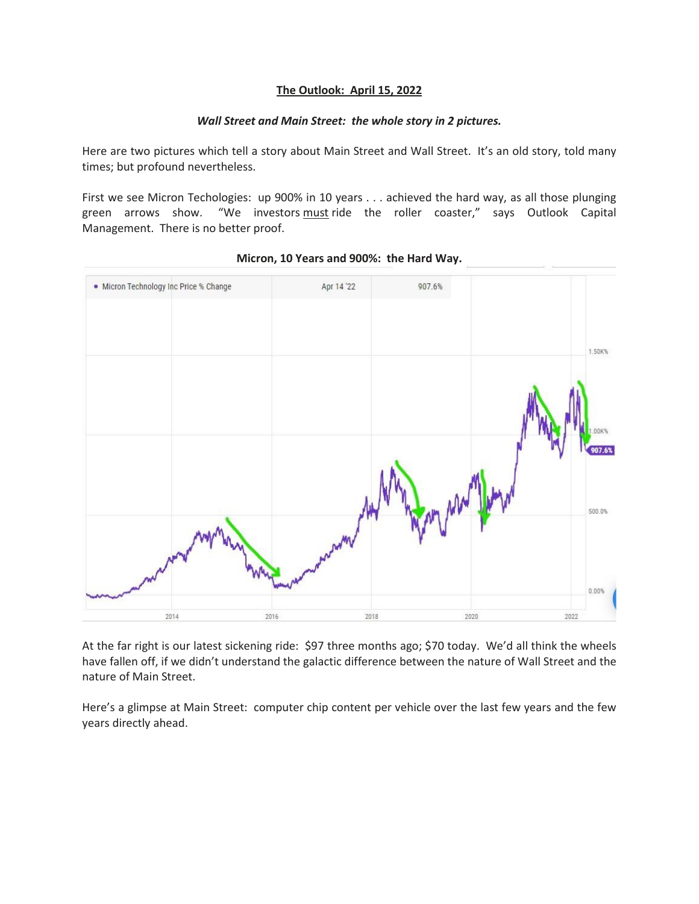**The Outlook: April 15, 2022**

***Wall Street and Main Street: the whole story in 2 pictures.***

Here are two pictures which tell a story about Main Street and Wall Street. It's an old story, told many times; but profound nevertheless.

First we see Micron Techologies: up 900% in 10 years . . . achieved the hard way, as all those plunging green arrows show. "We investors must ride the roller coaster," says Outlook Capital Management. There is no better proof.

**Micron, 10 Years and 900%: the Hard Way.**

At the far right is our latest sickening ride: $97 three months ago; $70 today. We'd all think the wheels have fallen off, if we didn't understand the galactic difference between the nature of Wall Street and the nature of Main Street.

Here's a glimpse at Main Street: computer chip content per vehicle over the last few years and the few years directly ahead.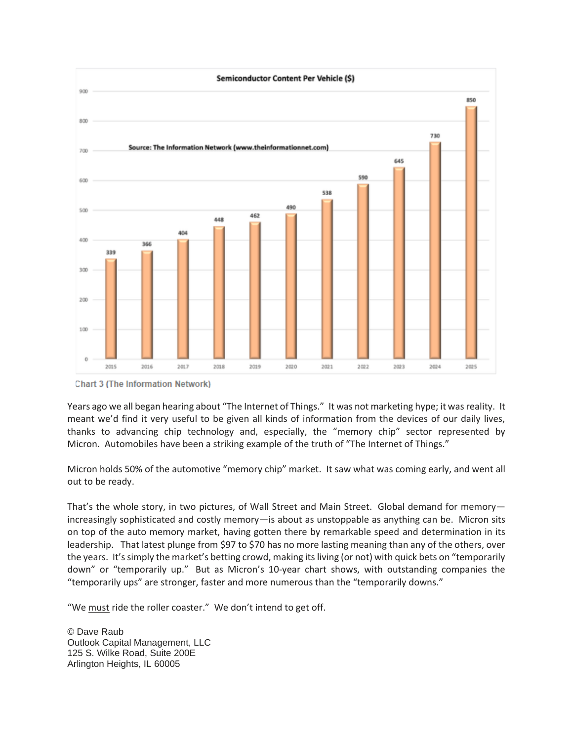**Semiconductor Content Per Vehicle ($)**

Source: The Information Network (www.theinformationnet.com)

| Year | 2015 | 2016 | 2017 | 2018 | 2019 | 2020 | 2021 | 2022 | 2023 | 2024 | 2025 |
|---|---|---|---|---|---|---|---|---|---|---|---|
| $ | 339 | 366 | 404 | 448 | 462 | 490 | 538 | 590 | 645 | 730 | 850 |

Chart 3 (The Information Network)

Years ago we all began hearing about "The Internet of Things." It was not marketing hype; it was reality. It meant we'd find it very useful to be given all kinds of information from the devices of our daily lives, thanks to advancing chip technology and, especially, the "memory chip" sector represented by Micron. Automobiles have been a striking example of the truth of "The Internet of Things."

Micron holds 50% of the automotive "memory chip" market. It saw what was coming early, and went all out to be ready.

That's the whole story, in two pictures, of Wall Street and Main Street. Global demand for memory—increasingly sophisticated and costly memory—is about as unstoppable as anything can be. Micron sits on top of the auto memory market, having gotten there by remarkable speed and determination in its leadership. That latest plunge from $97 to $70 has no more lasting meaning than any of the others, over the years. It's simply the market's betting crowd, making its living (or not) with quick bets on "temporarily down" or "temporarily up." But as Micron's 10-year chart shows, with outstanding companies the "temporarily ups" are stronger, faster and more numerous than the "temporarily downs."

"We <u>must</u> ride the roller coaster." We don't intend to get off.

© Dave Raub
Outlook Capital Management, LLC
125 S. Wilke Road, Suite 200E
Arlington Heights, IL 60005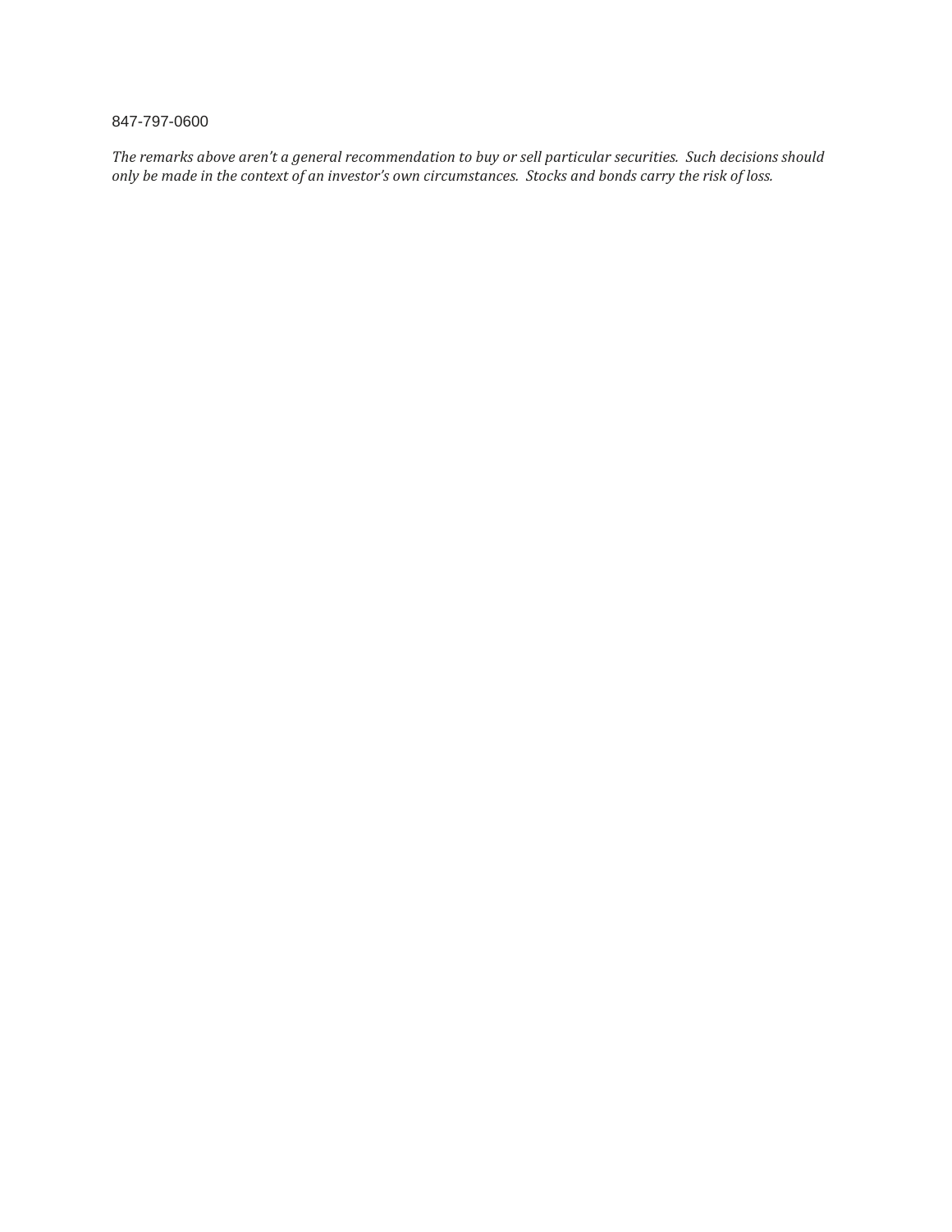847-797-0600

*The remarks above aren't a general recommendation to buy or sell particular securities. Such decisions should only be made in the context of an investor's own circumstances. Stocks and bonds carry the risk of loss.*